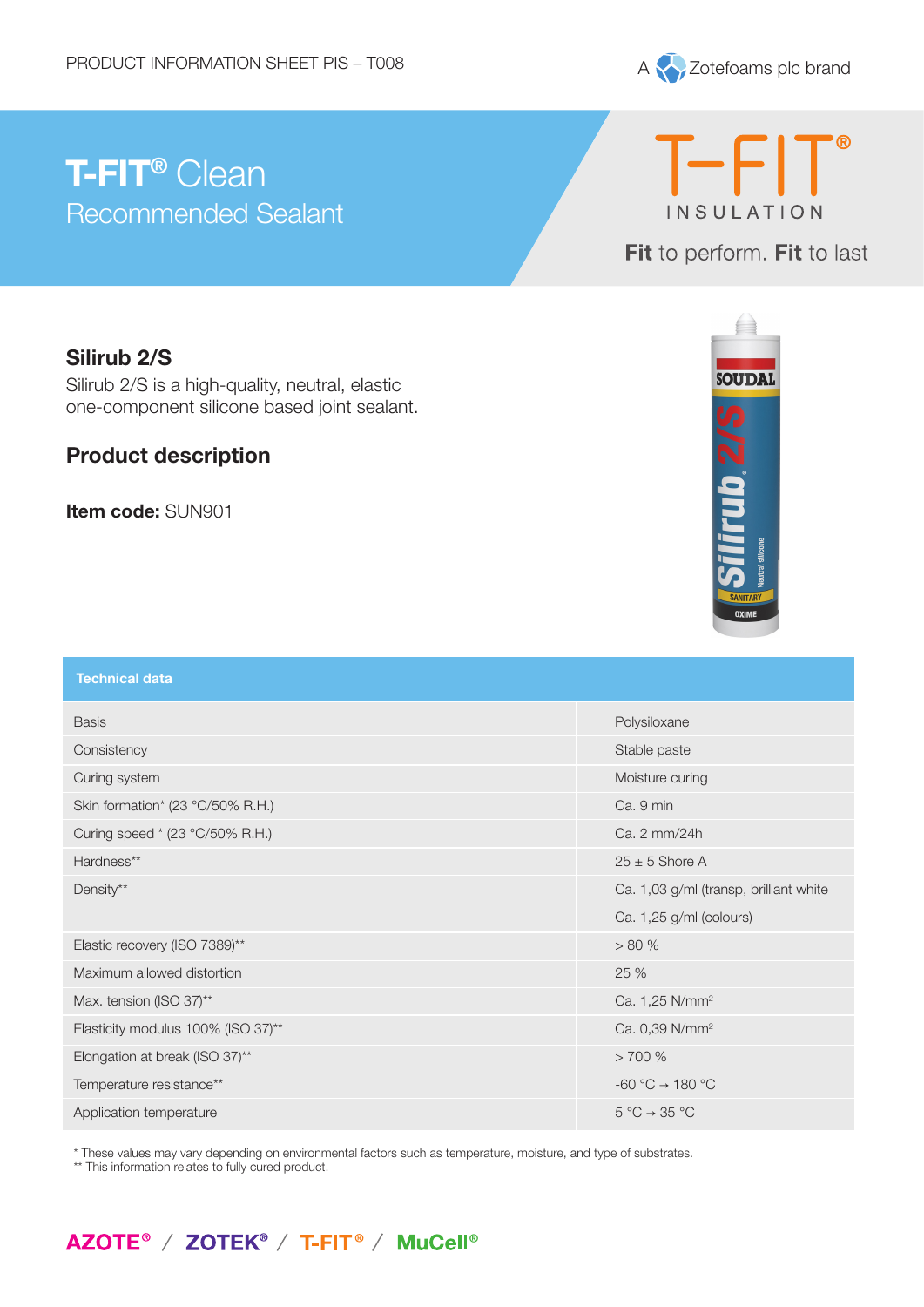PRODUCT INFORMATION SHEET PIS – T008

A Zotefoams plc brand

# T-FIT® Clean

## Recommended Sealant

T-FIT® INSULATION

**Fit** to perform. **Fit** to last

## Silirub 2/S

Silirub 2/S is a high-quality, neutral, elastic one-component silicone based joint sealant.

## Product description

**Item code:** SUN901

| Technical data | |
|---|---|
| Basis | Polysiloxane |
| Consistency | Stable paste |
| Curing system | Moisture curing |
| Skin formation* (23 °C/50% R.H.) | Ca. 9 min |
| Curing speed * (23 °C/50% R.H.) | Ca. 2 mm/24h |
| Hardness** | 25 ± 5 Shore A |
| Density** | Ca. 1,03 g/ml (transp, brilliant white |
| | Ca. 1,25 g/ml (colours) |
| Elastic recovery (ISO 7389)** | > 80 % |
| Maximum allowed distortion | 25 % |
| Max. tension (ISO 37)** | Ca. 1,25 N/mm² |
| Elasticity modulus 100% (ISO 37)** | Ca. 0,39 N/mm² |
| Elongation at break (ISO 37)** | > 700 % |
| Temperature resistance** | -60 °C → 180 °C |
| Application temperature | 5 °C → 35 °C |

\* These values may vary depending on environmental factors such as temperature, moisture, and type of substrates.
\*\* This information relates to fully cured product.

AZOTE® / ZOTEK® / T-FIT® / MuCell®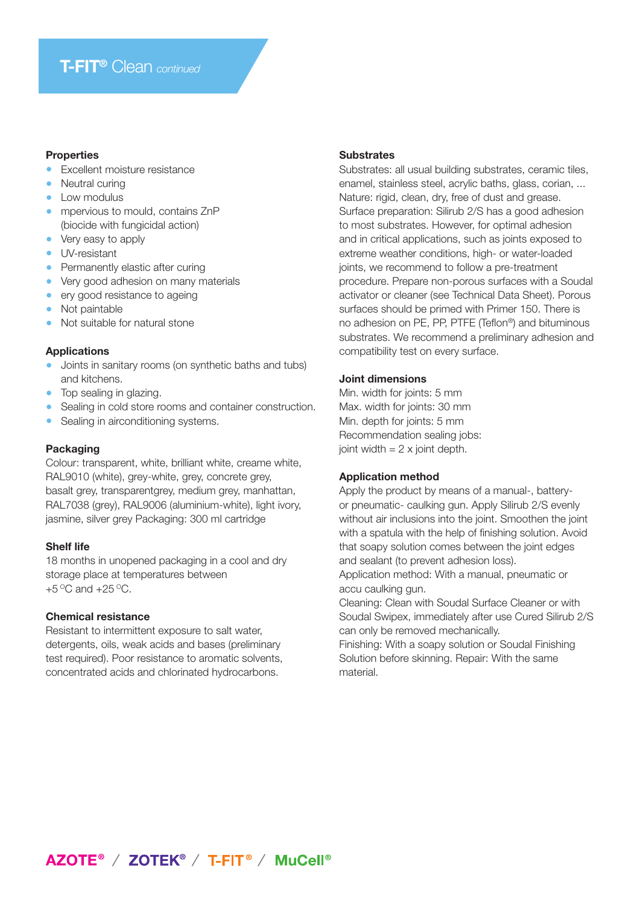# T-FIT® Clean *continued*

### Properties

- Excellent moisture resistance
- Neutral curing
- Low modulus
- mpervious to mould, contains ZnP (biocide with fungicidal action)
- Very easy to apply
- UV-resistant
- Permanently elastic after curing
- Very good adhesion on many materials
- ery good resistance to ageing
- Not paintable
- Not suitable for natural stone

### Applications

- Joints in sanitary rooms (on synthetic baths and tubs) and kitchens.
- Top sealing in glazing.
- Sealing in cold store rooms and container construction.
- Sealing in airconditioning systems.

### Packaging

Colour: transparent, white, brilliant white, creame white, RAL9010 (white), grey-white, grey, concrete grey, basalt grey, transparentgrey, medium grey, manhattan, RAL7038 (grey), RAL9006 (aluminium-white), light ivory, jasmine, silver grey Packaging: 300 ml cartridge

### Shelf life

18 months in unopened packaging in a cool and dry storage place at temperatures between +5 °C and +25 °C.

### Chemical resistance

Resistant to intermittent exposure to salt water, detergents, oils, weak acids and bases (preliminary test required). Poor resistance to aromatic solvents, concentrated acids and chlorinated hydrocarbons.

### Substrates

Substrates: all usual building substrates, ceramic tiles, enamel, stainless steel, acrylic baths, glass, corian, ...
Nature: rigid, clean, dry, free of dust and grease.
Surface preparation: Silirub 2/S has a good adhesion to most substrates. However, for optimal adhesion and in critical applications, such as joints exposed to extreme weather conditions, high- or water-loaded joints, we recommend to follow a pre-treatment procedure. Prepare non-porous surfaces with a Soudal activator or cleaner (see Technical Data Sheet). Porous surfaces should be primed with Primer 150. There is no adhesion on PE, PP, PTFE (Teflon®) and bituminous substrates. We recommend a preliminary adhesion and compatibility test on every surface.

### Joint dimensions

Min. width for joints: 5 mm
Max. width for joints: 30 mm
Min. depth for joints: 5 mm
Recommendation sealing jobs:
joint width = 2 x joint depth.

### Application method

Apply the product by means of a manual-, battery- or pneumatic- caulking gun. Apply Silirub 2/S evenly without air inclusions into the joint. Smoothen the joint with a spatula with the help of finishing solution. Avoid that soapy solution comes between the joint edges and sealant (to prevent adhesion loss).
Application method: With a manual, pneumatic or accu caulking gun.
Cleaning: Clean with Soudal Surface Cleaner or with Soudal Swipex, immediately after use Cured Silirub 2/S can only be removed mechanically.
Finishing: With a soapy solution or Soudal Finishing Solution before skinning. Repair: With the same material.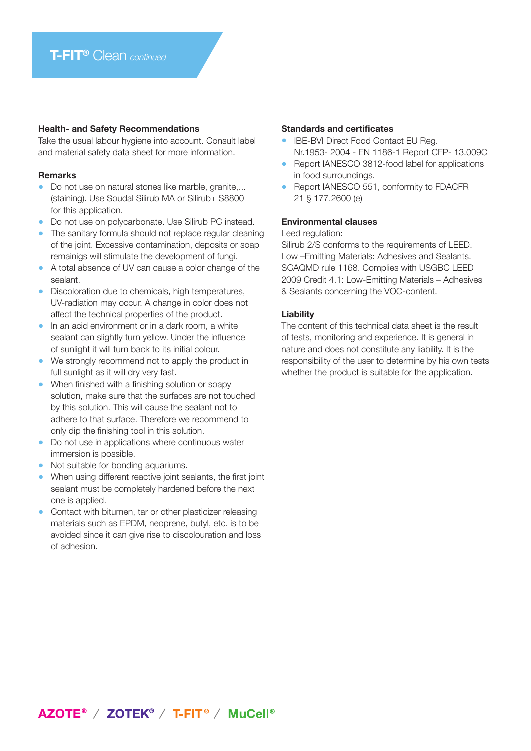# T-FIT® Clean *continued*

### Health- and Safety Recommendations

Take the usual labour hygiene into account. Consult label and material safety data sheet for more information.

### Remarks

- Do not use on natural stones like marble, granite,... (staining). Use Soudal Silirub MA or Silirub+ S8800 for this application.
- Do not use on polycarbonate. Use Silirub PC instead.
- The sanitary formula should not replace regular cleaning of the joint. Excessive contamination, deposits or soap remainigs will stimulate the development of fungi.
- A total absence of UV can cause a color change of the sealant.
- Discoloration due to chemicals, high temperatures, UV-radiation may occur. A change in color does not affect the technical properties of the product.
- In an acid environment or in a dark room, a white sealant can slightly turn yellow. Under the influence of sunlight it will turn back to its initial colour.
- We strongly recommend not to apply the product in full sunlight as it will dry very fast.
- When finished with a finishing solution or soapy solution, make sure that the surfaces are not touched by this solution. This will cause the sealant not to adhere to that surface. Therefore we recommend to only dip the finishing tool in this solution.
- Do not use in applications where continuous water immersion is possible.
- Not suitable for bonding aquariums.
- When using different reactive joint sealants, the first joint sealant must be completely hardened before the next one is applied.
- Contact with bitumen, tar or other plasticizer releasing materials such as EPDM, neoprene, butyl, etc. is to be avoided since it can give rise to discolouration and loss of adhesion.

### Standards and certificates

- IBE-BVI Direct Food Contact EU Reg. Nr.1953- 2004 - EN 1186-1 Report CFP- 13.009C
- Report IANESCO 3812-food label for applications in food surroundings.
- Report IANESCO 551, conformity to FDACFR 21 § 177.2600 (e)

### Environmental clauses

Leed regulation:
Silirub 2/S conforms to the requirements of LEED. Low –Emitting Materials: Adhesives and Sealants. SCAQMD rule 1168. Complies with USGBC LEED 2009 Credit 4.1: Low-Emitting Materials – Adhesives & Sealants concerning the VOC-content.

### Liability

The content of this technical data sheet is the result of tests, monitoring and experience. It is general in nature and does not constitute any liability. It is the responsibility of the user to determine by his own tests whether the product is suitable for the application.

AZOTE® / ZOTEK® / T-FIT® / MuCell®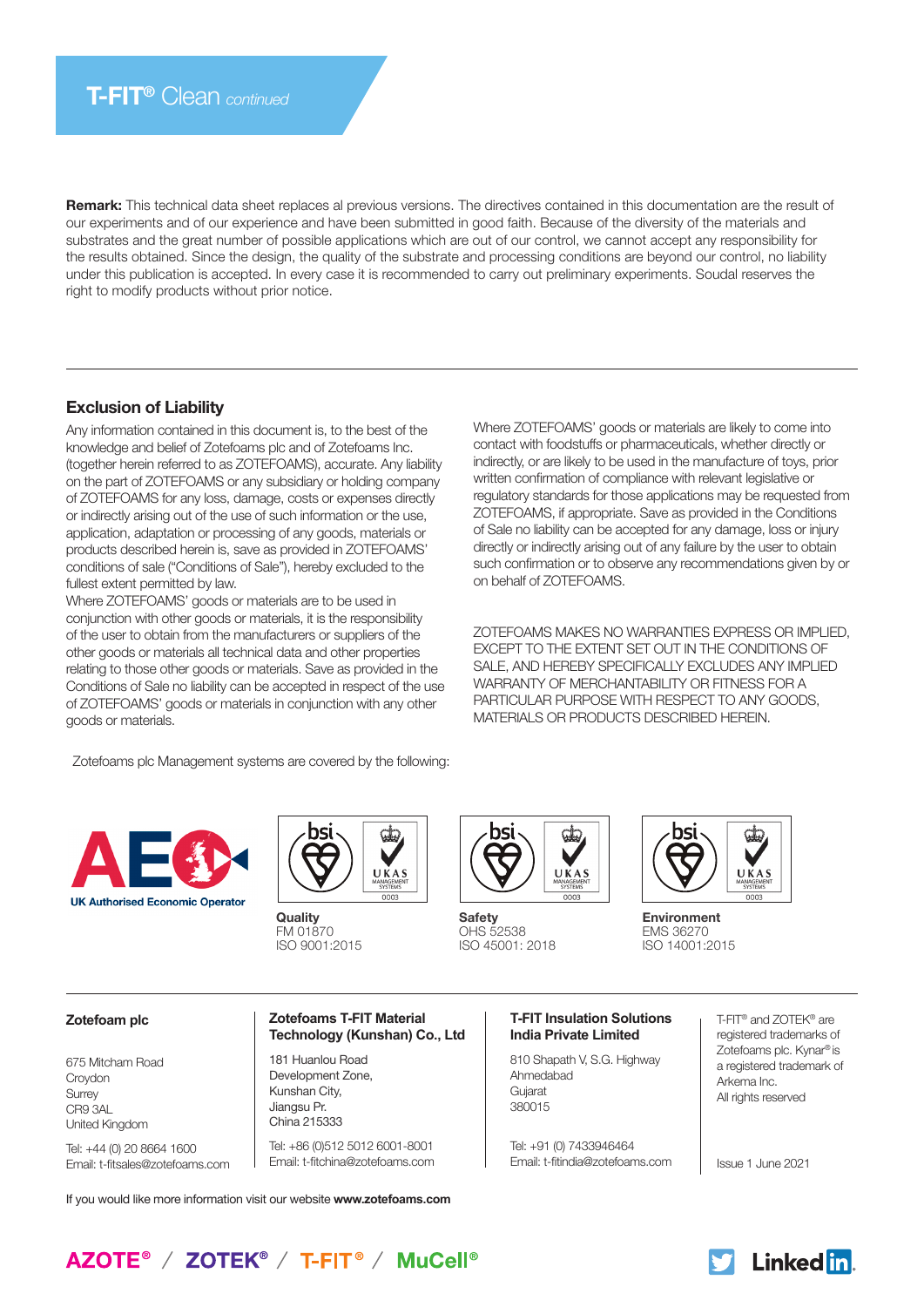## T-FIT® Clean *continued*

**Remark:** This technical data sheet replaces al previous versions. The directives contained in this documentation are the result of our experiments and of our experience and have been submitted in good faith. Because of the diversity of the materials and substrates and the great number of possible applications which are out of our control, we cannot accept any responsibility for the results obtained. Since the design, the quality of the substrate and processing conditions are beyond our control, no liability under this publication is accepted. In every case it is recommended to carry out preliminary experiments. Soudal reserves the right to modify products without prior notice.

---

### Exclusion of Liability

Any information contained in this document is, to the best of the knowledge and belief of Zotefoams plc and of Zotefoams Inc. (together herein referred to as ZOTEFOAMS), accurate. Any liability on the part of ZOTEFOAMS or any subsidiary or holding company of ZOTEFOAMS for any loss, damage, costs or expenses directly or indirectly arising out of the use of such information or the use, application, adaptation or processing of any goods, materials or products described herein is, save as provided in ZOTEFOAMS' conditions of sale ("Conditions of Sale"), hereby excluded to the fullest extent permitted by law.

Where ZOTEFOAMS' goods or materials are to be used in conjunction with other goods or materials, it is the responsibility of the user to obtain from the manufacturers or suppliers of the other goods or materials all technical data and other properties relating to those other goods or materials. Save as provided in the Conditions of Sale no liability can be accepted in respect of the use of ZOTEFOAMS' goods or materials in conjunction with any other goods or materials.

Where ZOTEFOAMS' goods or materials are likely to come into contact with foodstuffs or pharmaceuticals, whether directly or indirectly, or are likely to be used in the manufacture of toys, prior written confirmation of compliance with relevant legislative or regulatory standards for those applications may be requested from ZOTEFOAMS, if appropriate. Save as provided in the Conditions of Sale no liability can be accepted for any damage, loss or injury directly or indirectly arising out of any failure by the user to obtain such confirmation or to observe any recommendations given by or on behalf of ZOTEFOAMS.

ZOTEFOAMS MAKES NO WARRANTIES EXPRESS OR IMPLIED, EXCEPT TO THE EXTENT SET OUT IN THE CONDITIONS OF SALE, AND HEREBY SPECIFICALLY EXCLUDES ANY IMPLIED WARRANTY OF MERCHANTABILITY OR FITNESS FOR A PARTICULAR PURPOSE WITH RESPECT TO ANY GOODS, MATERIALS OR PRODUCTS DESCRIBED HEREIN.

Zotefoams plc Management systems are covered by the following:

UK Authorised Economic Operator

**Quality**
FM 01870
ISO 9001:2015

**Safety**
OHS 52538
ISO 45001: 2018

**Environment**
EMS 36270
ISO 14001:2015

---

**Zotefoam plc**

675 Mitcham Road
Croydon
Surrey
CR9 3AL
United Kingdom

Tel: +44 (0) 20 8664 1600
Email: t-fitsales@zotefoams.com

**Zotefoams T-FIT Material Technology (Kunshan) Co., Ltd**

181 Huanlou Road
Development Zone,
Kunshan City,
Jiangsu Pr.
China 215333

Tel: +86 (0)512 5012 6001-8001
Email: t-fitchina@zotefoams.com

**T-FIT Insulation Solutions India Private Limited**

810 Shapath V, S.G. Highway
Ahmedabad
Gujarat
380015

Tel: +91 (0) 7433946464
Email: t-fitindia@zotefoams.com

T-FIT® and ZOTEK® are registered trademarks of Zotefoams plc. Kynar® is a registered trademark of Arkema Inc.
All rights reserved

Issue 1 June 2021

If you would like more information visit our website **www.zotefoams.com**

AZOTE® / ZOTEK® / T-FIT® / MuCell®